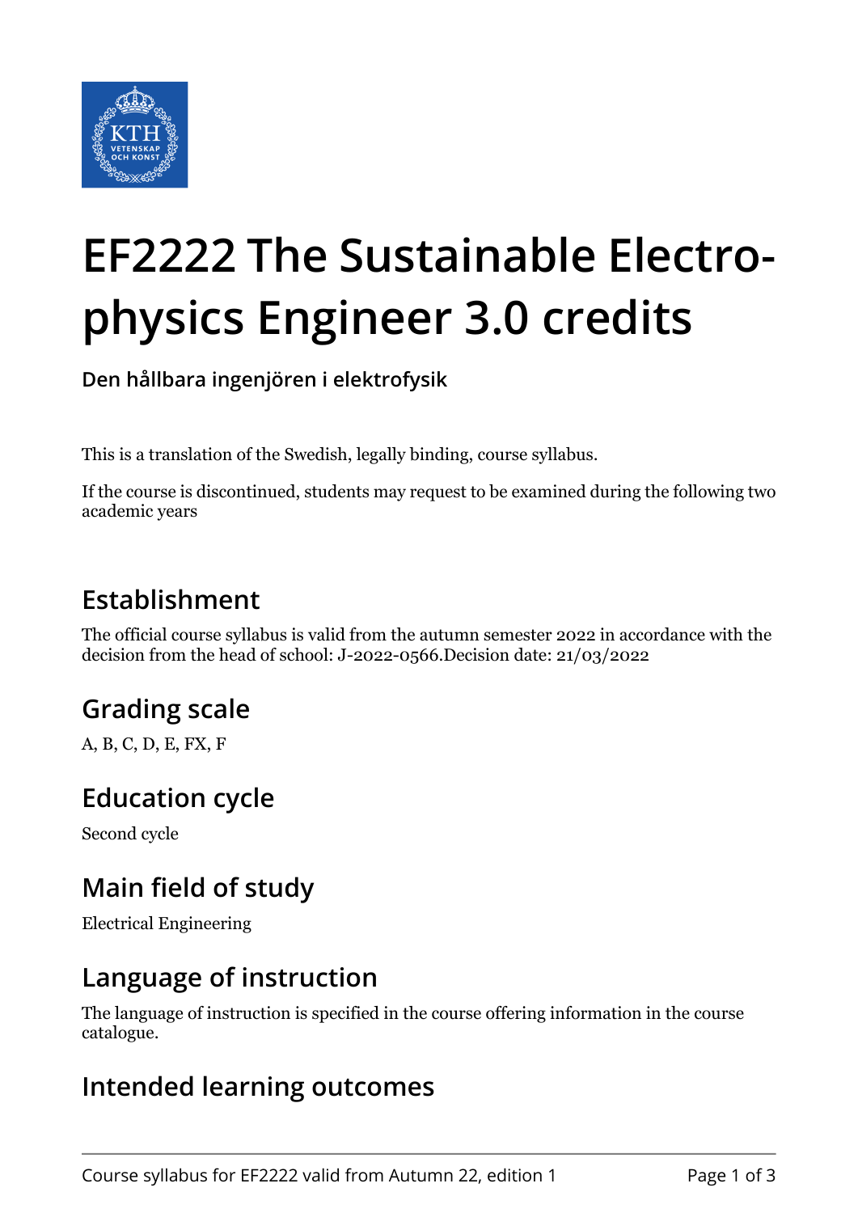# EF2222 The Sustainable Electrophysics Engineer 3.0 credits

**Den hållbara ingenjören i elektrofysik**

This is a translation of the Swedish, legally binding, course syllabus.

If the course is discontinued, students may request to be examined during the following two academic years

## Establishment

The official course syllabus is valid from the autumn semester 2022 in accordance with the decision from the head of school: J-2022-0566.Decision date: 21/03/2022

## Grading scale

A, B, C, D, E, FX, F

## Education cycle

Second cycle

## Main field of study

Electrical Engineering

## Language of instruction

The language of instruction is specified in the course offering information in the course catalogue.

## Intended learning outcomes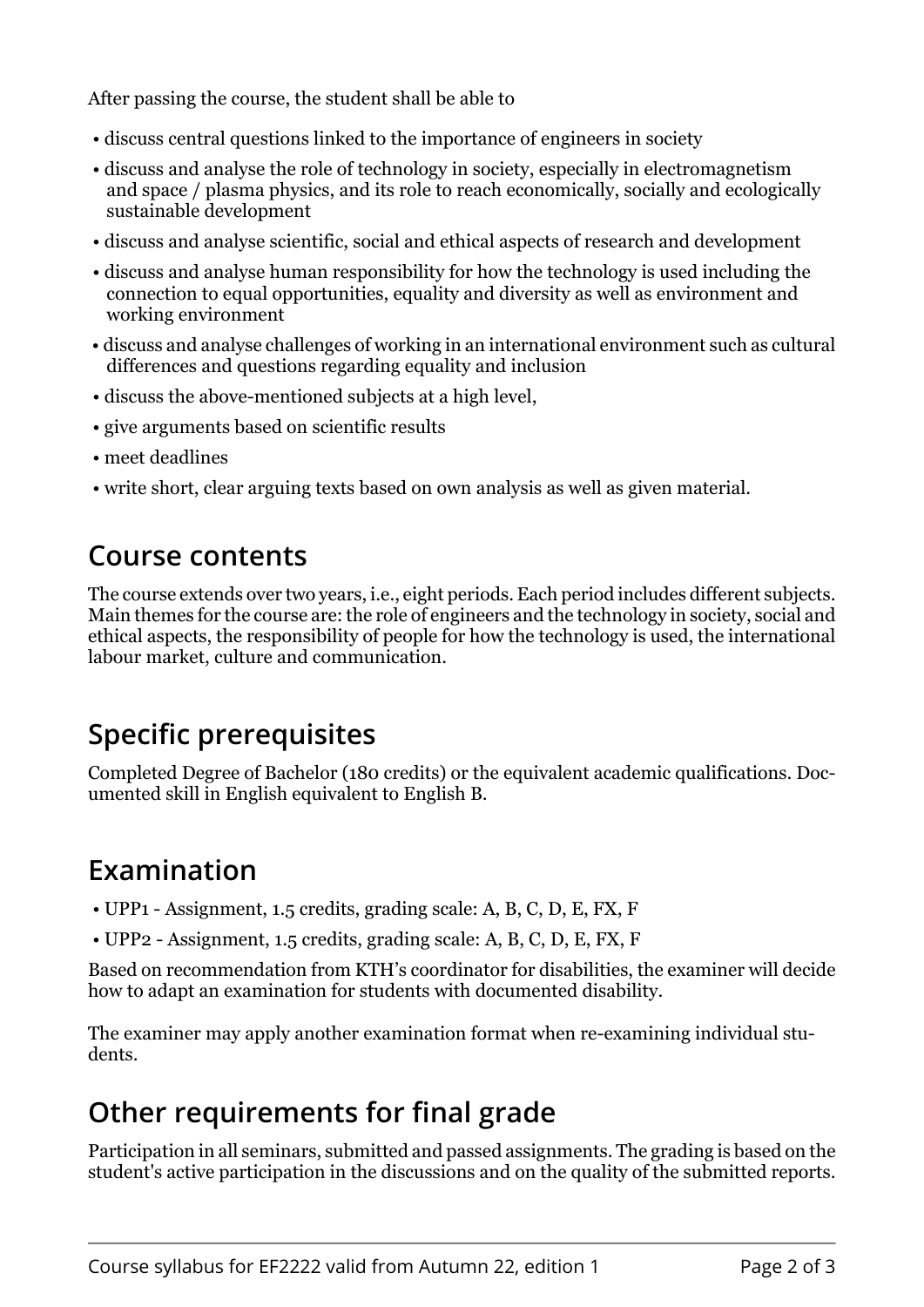After passing the course, the student shall be able to

- discuss central questions linked to the importance of engineers in society
- discuss and analyse the role of technology in society, especially in electromagnetism and space / plasma physics, and its role to reach economically, socially and ecologically sustainable development
- discuss and analyse scientific, social and ethical aspects of research and development
- discuss and analyse human responsibility for how the technology is used including the connection to equal opportunities, equality and diversity as well as environment and working environment
- discuss and analyse challenges of working in an international environment such as cultural differences and questions regarding equality and inclusion
- discuss the above-mentioned subjects at a high level,
- give arguments based on scientific results
- meet deadlines
- write short, clear arguing texts based on own analysis as well as given material.

## Course contents

The course extends over two years, i.e., eight periods. Each period includes different subjects. Main themes for the course are: the role of engineers and the technology in society, social and ethical aspects, the responsibility of people for how the technology is used, the international labour market, culture and communication.

## Specific prerequisites

Completed Degree of Bachelor (180 credits) or the equivalent academic qualifications. Documented skill in English equivalent to English B.

## Examination

- UPP1 - Assignment, 1.5 credits, grading scale: A, B, C, D, E, FX, F
- UPP2 - Assignment, 1.5 credits, grading scale: A, B, C, D, E, FX, F

Based on recommendation from KTH's coordinator for disabilities, the examiner will decide how to adapt an examination for students with documented disability.

The examiner may apply another examination format when re-examining individual students.

## Other requirements for final grade

Participation in all seminars, submitted and passed assignments. The grading is based on the student's active participation in the discussions and on the quality of the submitted reports.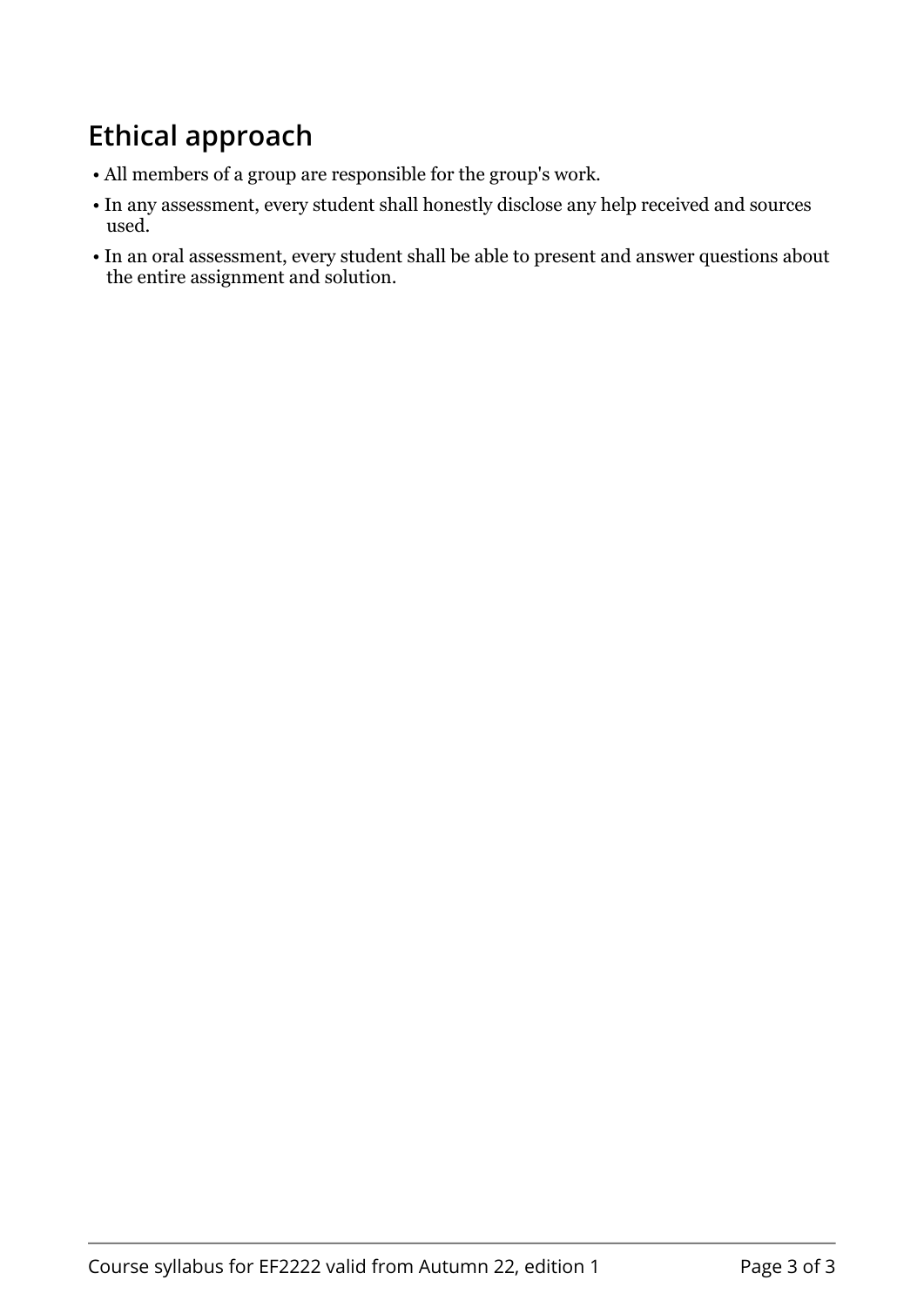## Ethical approach

- All members of a group are responsible for the group's work.
- In any assessment, every student shall honestly disclose any help received and sources used.
- In an oral assessment, every student shall be able to present and answer questions about the entire assignment and solution.